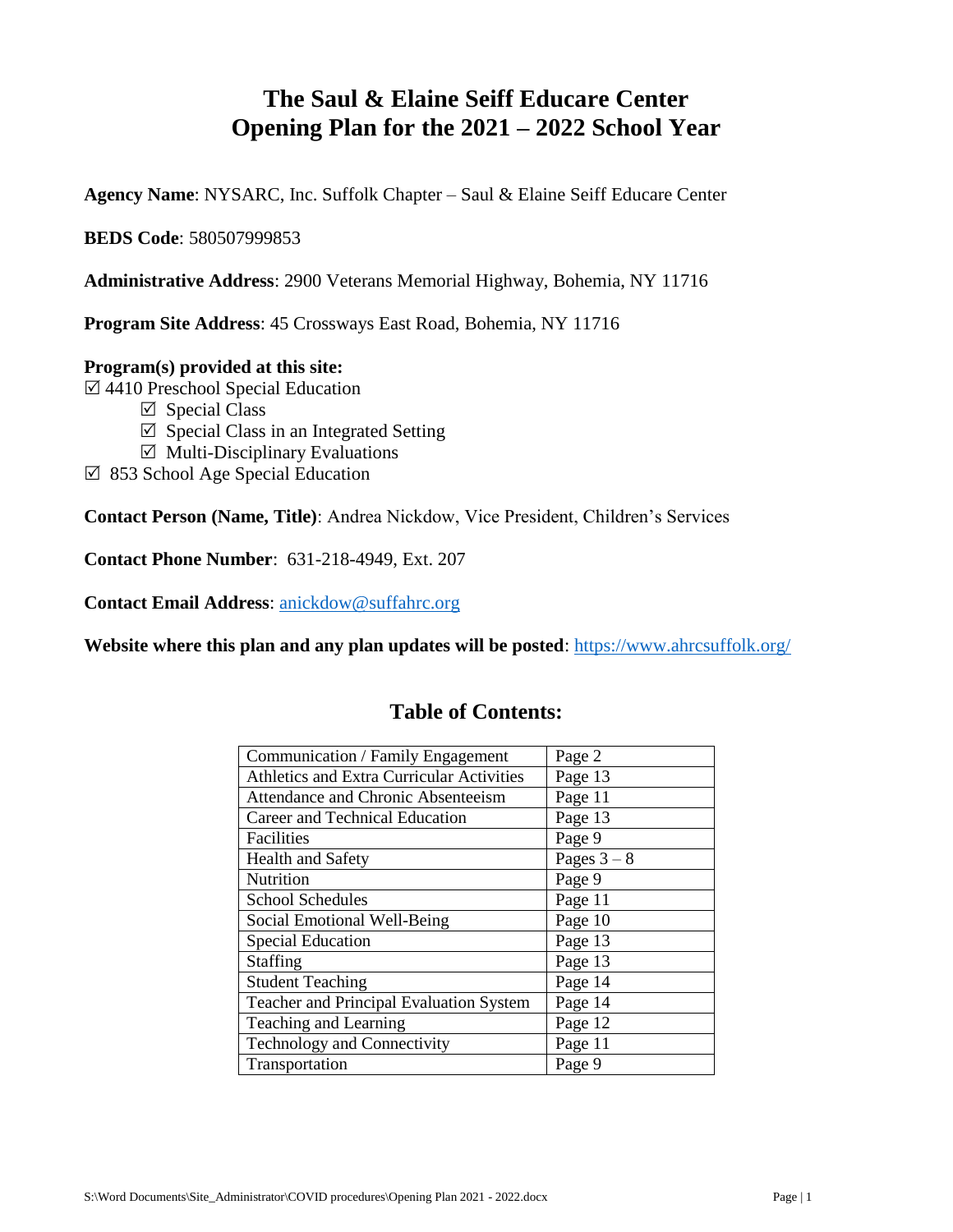# The Saul & Elaine Seiff Educare Center
# Opening Plan for the 2021 – 2022 School Year

**Agency Name**: NYSARC, Inc. Suffolk Chapter – Saul & Elaine Seiff Educare Center

**BEDS Code**: 580507999853

**Administrative Address**: 2900 Veterans Memorial Highway, Bohemia, NY 11716

**Program Site Address**: 45 Crossways East Road, Bohemia, NY 11716

**Program(s) provided at this site:**

☑ 4410 Preschool Special Education
- ☑ Special Class
- ☑ Special Class in an Integrated Setting
- ☑ Multi-Disciplinary Evaluations

☑ 853 School Age Special Education

**Contact Person (Name, Title)**: Andrea Nickdow, Vice President, Children's Services

**Contact Phone Number**: 631-218-4949, Ext. 207

**Contact Email Address**: anickdow@suffahrc.org

**Website where this plan and any plan updates will be posted**: https://www.ahrcsuffolk.org/

## Table of Contents:

| | |
|---|---|
| Communication / Family Engagement | Page 2 |
| Athletics and Extra Curricular Activities | Page 13 |
| Attendance and Chronic Absenteeism | Page 11 |
| Career and Technical Education | Page 13 |
| Facilities | Page 9 |
| Health and Safety | Pages 3 – 8 |
| Nutrition | Page 9 |
| School Schedules | Page 11 |
| Social Emotional Well-Being | Page 10 |
| Special Education | Page 13 |
| Staffing | Page 13 |
| Student Teaching | Page 14 |
| Teacher and Principal Evaluation System | Page 14 |
| Teaching and Learning | Page 12 |
| Technology and Connectivity | Page 11 |
| Transportation | Page 9 |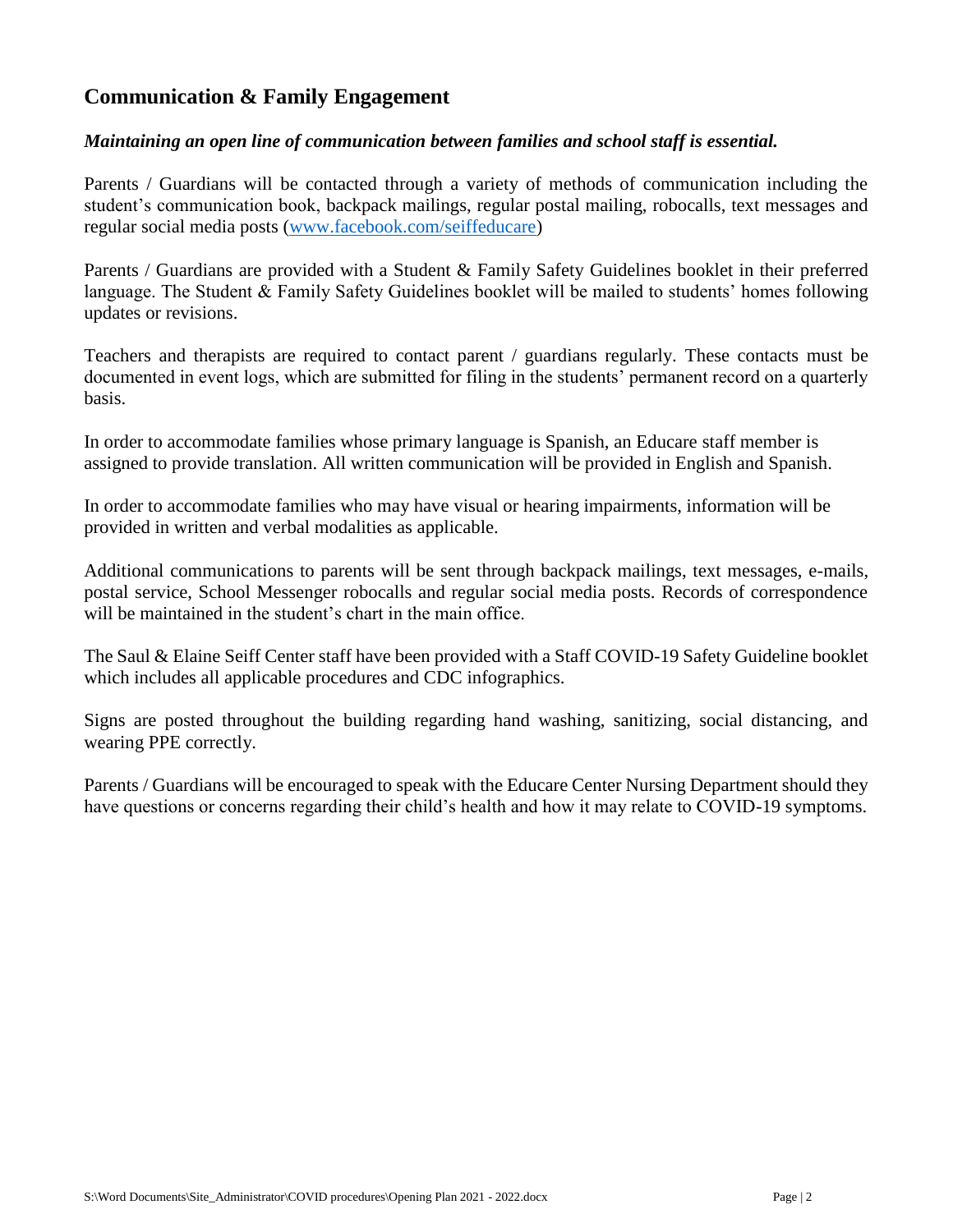## Communication & Family Engagement

***Maintaining an open line of communication between families and school staff is essential.***

Parents / Guardians will be contacted through a variety of methods of communication including the student's communication book, backpack mailings, regular postal mailing, robocalls, text messages and regular social media posts ([www.facebook.com/seiffeducare](www.facebook.com/seiffeducare))

Parents / Guardians are provided with a Student & Family Safety Guidelines booklet in their preferred language. The Student & Family Safety Guidelines booklet will be mailed to students' homes following updates or revisions.

Teachers and therapists are required to contact parent / guardians regularly. These contacts must be documented in event logs, which are submitted for filing in the students' permanent record on a quarterly basis.

In order to accommodate families whose primary language is Spanish, an Educare staff member is assigned to provide translation. All written communication will be provided in English and Spanish.

In order to accommodate families who may have visual or hearing impairments, information will be provided in written and verbal modalities as applicable.

Additional communications to parents will be sent through backpack mailings, text messages, e-mails, postal service, School Messenger robocalls and regular social media posts. Records of correspondence will be maintained in the student's chart in the main office.

The Saul & Elaine Seiff Center staff have been provided with a Staff COVID-19 Safety Guideline booklet which includes all applicable procedures and CDC infographics.

Signs are posted throughout the building regarding hand washing, sanitizing, social distancing, and wearing PPE correctly.

Parents / Guardians will be encouraged to speak with the Educare Center Nursing Department should they have questions or concerns regarding their child's health and how it may relate to COVID-19 symptoms.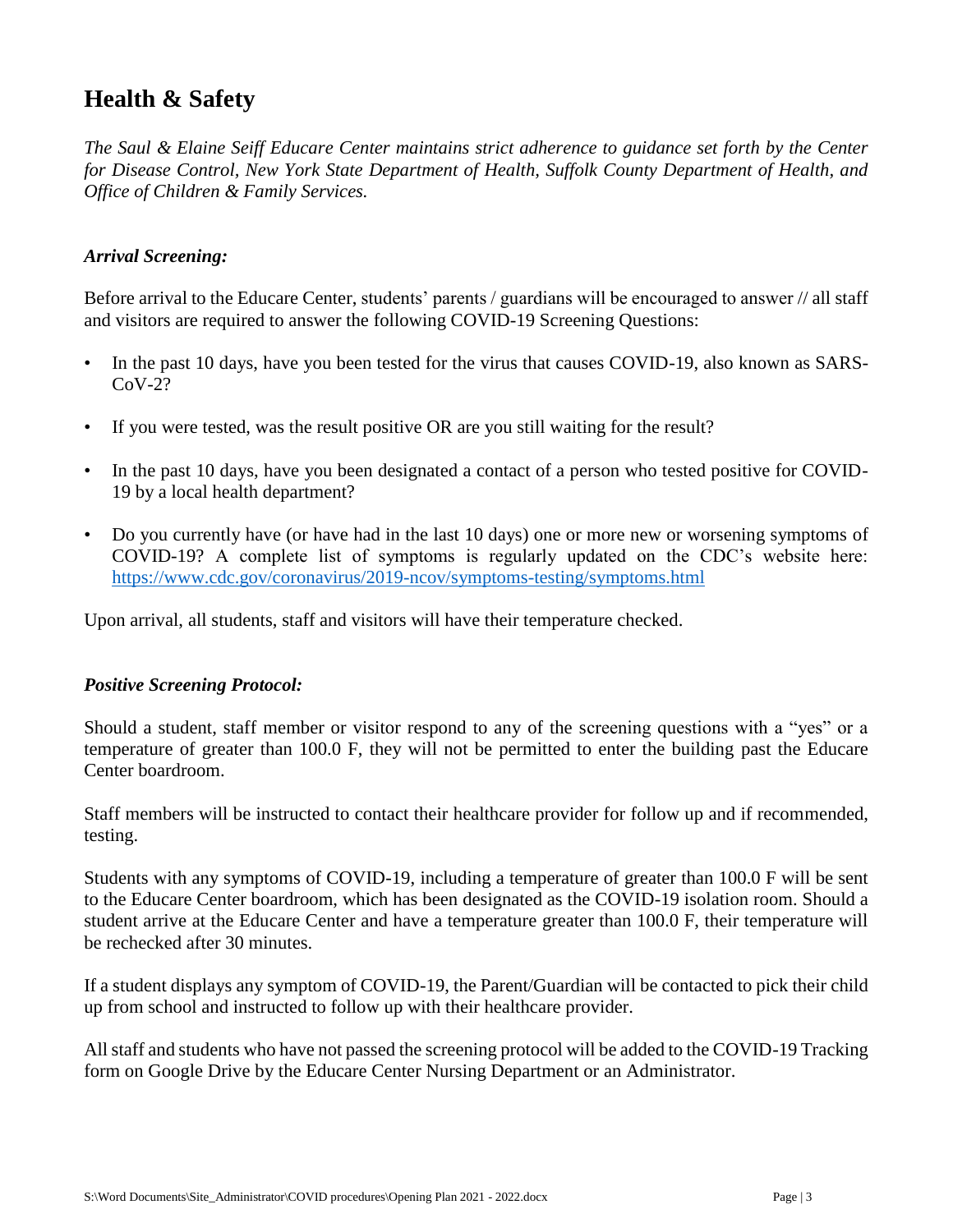# Health & Safety

*The Saul & Elaine Seiff Educare Center maintains strict adherence to guidance set forth by the Center for Disease Control, New York State Department of Health, Suffolk County Department of Health, and Office of Children & Family Services.*

### *Arrival Screening:*

Before arrival to the Educare Center, students' parents / guardians will be encouraged to answer // all staff and visitors are required to answer the following COVID-19 Screening Questions:

- In the past 10 days, have you been tested for the virus that causes COVID-19, also known as SARS-CoV-2?
- If you were tested, was the result positive OR are you still waiting for the result?
- In the past 10 days, have you been designated a contact of a person who tested positive for COVID-19 by a local health department?
- Do you currently have (or have had in the last 10 days) one or more new or worsening symptoms of COVID-19? A complete list of symptoms is regularly updated on the CDC's website here: https://www.cdc.gov/coronavirus/2019-ncov/symptoms-testing/symptoms.html

Upon arrival, all students, staff and visitors will have their temperature checked.

### *Positive Screening Protocol:*

Should a student, staff member or visitor respond to any of the screening questions with a "yes" or a temperature of greater than 100.0 F, they will not be permitted to enter the building past the Educare Center boardroom.

Staff members will be instructed to contact their healthcare provider for follow up and if recommended, testing.

Students with any symptoms of COVID-19, including a temperature of greater than 100.0 F will be sent to the Educare Center boardroom, which has been designated as the COVID-19 isolation room. Should a student arrive at the Educare Center and have a temperature greater than 100.0 F, their temperature will be rechecked after 30 minutes.

If a student displays any symptom of COVID-19, the Parent/Guardian will be contacted to pick their child up from school and instructed to follow up with their healthcare provider.

All staff and students who have not passed the screening protocol will be added to the COVID-19 Tracking form on Google Drive by the Educare Center Nursing Department or an Administrator.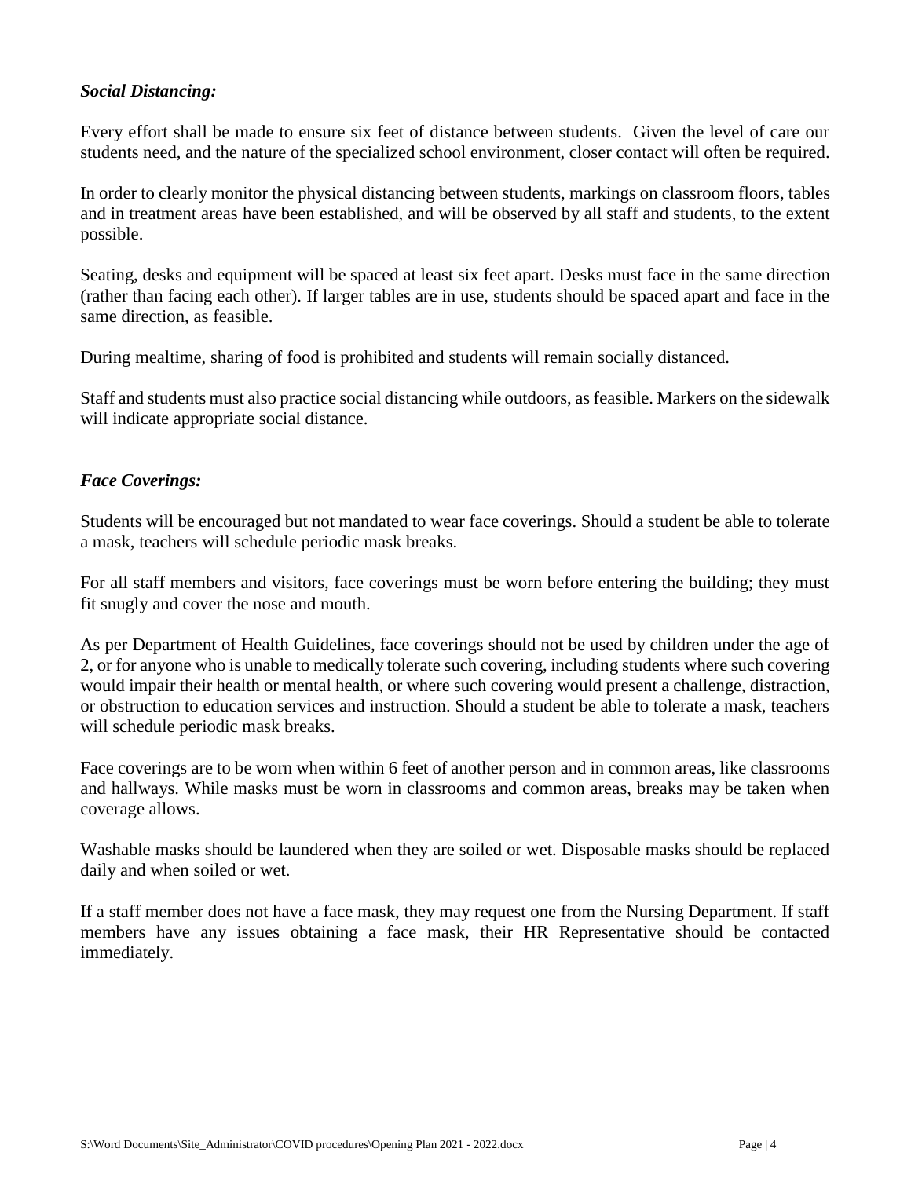### *Social Distancing:*

Every effort shall be made to ensure six feet of distance between students. Given the level of care our students need, and the nature of the specialized school environment, closer contact will often be required.

In order to clearly monitor the physical distancing between students, markings on classroom floors, tables and in treatment areas have been established, and will be observed by all staff and students, to the extent possible.

Seating, desks and equipment will be spaced at least six feet apart. Desks must face in the same direction (rather than facing each other). If larger tables are in use, students should be spaced apart and face in the same direction, as feasible.

During mealtime, sharing of food is prohibited and students will remain socially distanced.

Staff and students must also practice social distancing while outdoors, as feasible. Markers on the sidewalk will indicate appropriate social distance.

### *Face Coverings:*

Students will be encouraged but not mandated to wear face coverings. Should a student be able to tolerate a mask, teachers will schedule periodic mask breaks.

For all staff members and visitors, face coverings must be worn before entering the building; they must fit snugly and cover the nose and mouth.

As per Department of Health Guidelines, face coverings should not be used by children under the age of 2, or for anyone who is unable to medically tolerate such covering, including students where such covering would impair their health or mental health, or where such covering would present a challenge, distraction, or obstruction to education services and instruction. Should a student be able to tolerate a mask, teachers will schedule periodic mask breaks.

Face coverings are to be worn when within 6 feet of another person and in common areas, like classrooms and hallways. While masks must be worn in classrooms and common areas, breaks may be taken when coverage allows.

Washable masks should be laundered when they are soiled or wet. Disposable masks should be replaced daily and when soiled or wet.

If a staff member does not have a face mask, they may request one from the Nursing Department. If staff members have any issues obtaining a face mask, their HR Representative should be contacted immediately.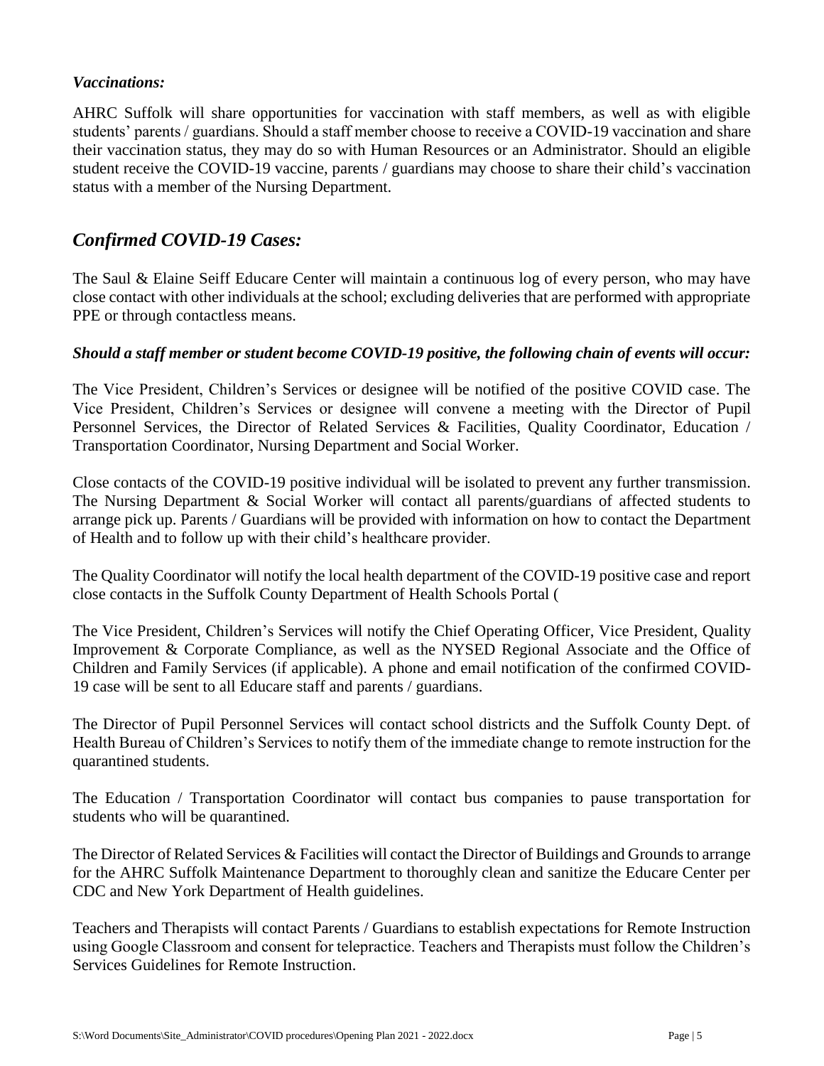*Vaccinations:*

AHRC Suffolk will share opportunities for vaccination with staff members, as well as with eligible students' parents / guardians. Should a staff member choose to receive a COVID-19 vaccination and share their vaccination status, they may do so with Human Resources or an Administrator. Should an eligible student receive the COVID-19 vaccine, parents / guardians may choose to share their child's vaccination status with a member of the Nursing Department.

## *Confirmed COVID-19 Cases:*

The Saul & Elaine Seiff Educare Center will maintain a continuous log of every person, who may have close contact with other individuals at the school; excluding deliveries that are performed with appropriate PPE or through contactless means.

***Should a staff member or student become COVID-19 positive, the following chain of events will occur:***

The Vice President, Children's Services or designee will be notified of the positive COVID case. The Vice President, Children's Services or designee will convene a meeting with the Director of Pupil Personnel Services, the Director of Related Services & Facilities, Quality Coordinator, Education / Transportation Coordinator, Nursing Department and Social Worker.

Close contacts of the COVID-19 positive individual will be isolated to prevent any further transmission. The Nursing Department & Social Worker will contact all parents/guardians of affected students to arrange pick up. Parents / Guardians will be provided with information on how to contact the Department of Health and to follow up with their child's healthcare provider.

The Quality Coordinator will notify the local health department of the COVID-19 positive case and report close contacts in the Suffolk County Department of Health Schools Portal (

The Vice President, Children's Services will notify the Chief Operating Officer, Vice President, Quality Improvement & Corporate Compliance, as well as the NYSED Regional Associate and the Office of Children and Family Services (if applicable). A phone and email notification of the confirmed COVID-19 case will be sent to all Educare staff and parents / guardians.

The Director of Pupil Personnel Services will contact school districts and the Suffolk County Dept. of Health Bureau of Children's Services to notify them of the immediate change to remote instruction for the quarantined students.

The Education / Transportation Coordinator will contact bus companies to pause transportation for students who will be quarantined.

The Director of Related Services & Facilities will contact the Director of Buildings and Grounds to arrange for the AHRC Suffolk Maintenance Department to thoroughly clean and sanitize the Educare Center per CDC and New York Department of Health guidelines.

Teachers and Therapists will contact Parents / Guardians to establish expectations for Remote Instruction using Google Classroom and consent for telepractice. Teachers and Therapists must follow the Children's Services Guidelines for Remote Instruction.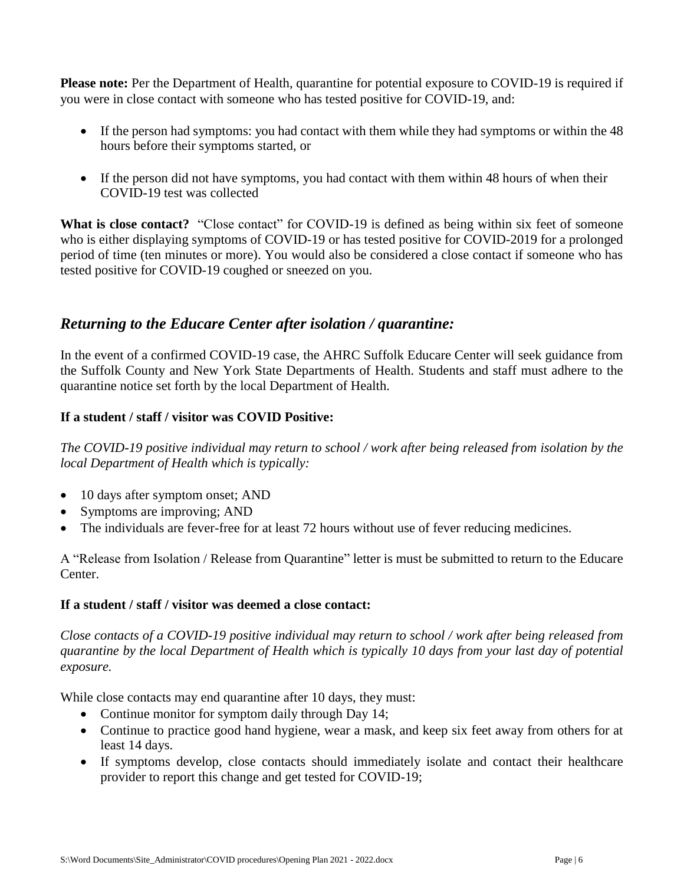**Please note:** Per the Department of Health, quarantine for potential exposure to COVID-19 is required if you were in close contact with someone who has tested positive for COVID-19, and:

- If the person had symptoms: you had contact with them while they had symptoms or within the 48 hours before their symptoms started, or
- If the person did not have symptoms, you had contact with them within 48 hours of when their COVID-19 test was collected

**What is close contact?** "Close contact" for COVID-19 is defined as being within six feet of someone who is either displaying symptoms of COVID-19 or has tested positive for COVID-2019 for a prolonged period of time (ten minutes or more). You would also be considered a close contact if someone who has tested positive for COVID-19 coughed or sneezed on you.

## *Returning to the Educare Center after isolation / quarantine:*

In the event of a confirmed COVID-19 case, the AHRC Suffolk Educare Center will seek guidance from the Suffolk County and New York State Departments of Health. Students and staff must adhere to the quarantine notice set forth by the local Department of Health.

**If a student / staff / visitor was COVID Positive:**

*The COVID-19 positive individual may return to school / work after being released from isolation by the local Department of Health which is typically:*

- 10 days after symptom onset; AND
- Symptoms are improving; AND
- The individuals are fever-free for at least 72 hours without use of fever reducing medicines.

A "Release from Isolation / Release from Quarantine" letter is must be submitted to return to the Educare Center.

**If a student / staff / visitor was deemed a close contact:**

*Close contacts of a COVID-19 positive individual may return to school / work after being released from quarantine by the local Department of Health which is typically 10 days from your last day of potential exposure.*

While close contacts may end quarantine after 10 days, they must:

- Continue monitor for symptom daily through Day 14;
- Continue to practice good hand hygiene, wear a mask, and keep six feet away from others for at least 14 days.
- If symptoms develop, close contacts should immediately isolate and contact their healthcare provider to report this change and get tested for COVID-19;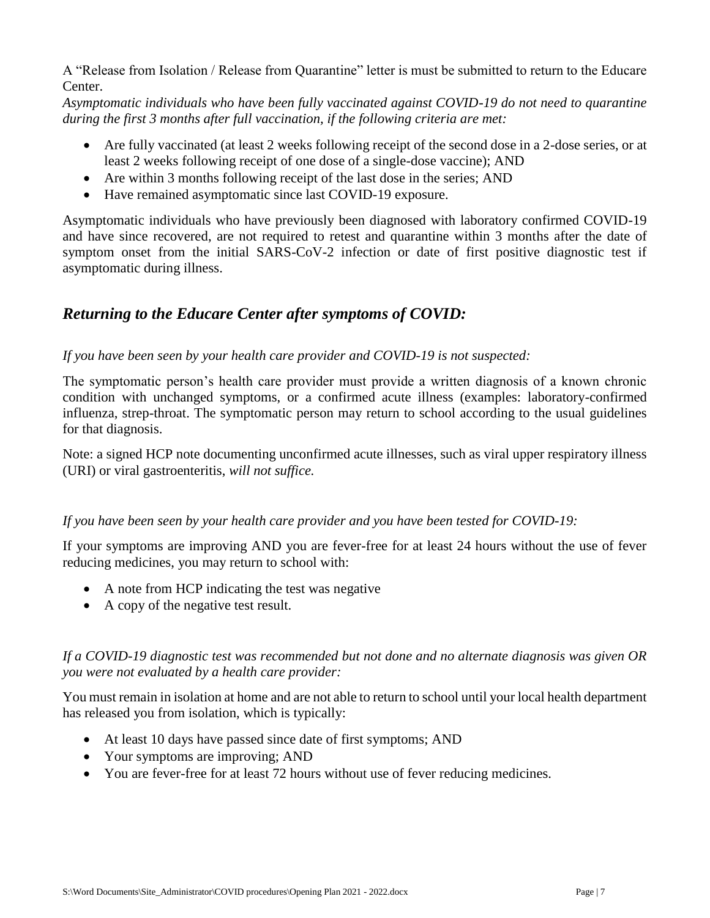A “Release from Isolation / Release from Quarantine” letter is must be submitted to return to the Educare Center.

*Asymptomatic individuals who have been fully vaccinated against COVID-19 do not need to quarantine during the first 3 months after full vaccination, if the following criteria are met:*

- Are fully vaccinated (at least 2 weeks following receipt of the second dose in a 2-dose series, or at least 2 weeks following receipt of one dose of a single-dose vaccine); AND
- Are within 3 months following receipt of the last dose in the series; AND
- Have remained asymptomatic since last COVID-19 exposure.

Asymptomatic individuals who have previously been diagnosed with laboratory confirmed COVID-19 and have since recovered, are not required to retest and quarantine within 3 months after the date of symptom onset from the initial SARS-CoV-2 infection or date of first positive diagnostic test if asymptomatic during illness.

## *Returning to the Educare Center after symptoms of COVID:*

*If you have been seen by your health care provider and COVID-19 is not suspected:*

The symptomatic person’s health care provider must provide a written diagnosis of a known chronic condition with unchanged symptoms, or a confirmed acute illness (examples: laboratory-confirmed influenza, strep-throat. The symptomatic person may return to school according to the usual guidelines for that diagnosis.

Note: a signed HCP note documenting unconfirmed acute illnesses, such as viral upper respiratory illness (URI) or viral gastroenteritis, *will not suffice.*

*If you have been seen by your health care provider and you have been tested for COVID-19:*

If your symptoms are improving AND you are fever-free for at least 24 hours without the use of fever reducing medicines, you may return to school with:

- A note from HCP indicating the test was negative
- A copy of the negative test result.

*If a COVID-19 diagnostic test was recommended but not done and no alternate diagnosis was given OR you were not evaluated by a health care provider:*

You must remain in isolation at home and are not able to return to school until your local health department has released you from isolation, which is typically:

- At least 10 days have passed since date of first symptoms; AND
- Your symptoms are improving; AND
- You are fever-free for at least 72 hours without use of fever reducing medicines.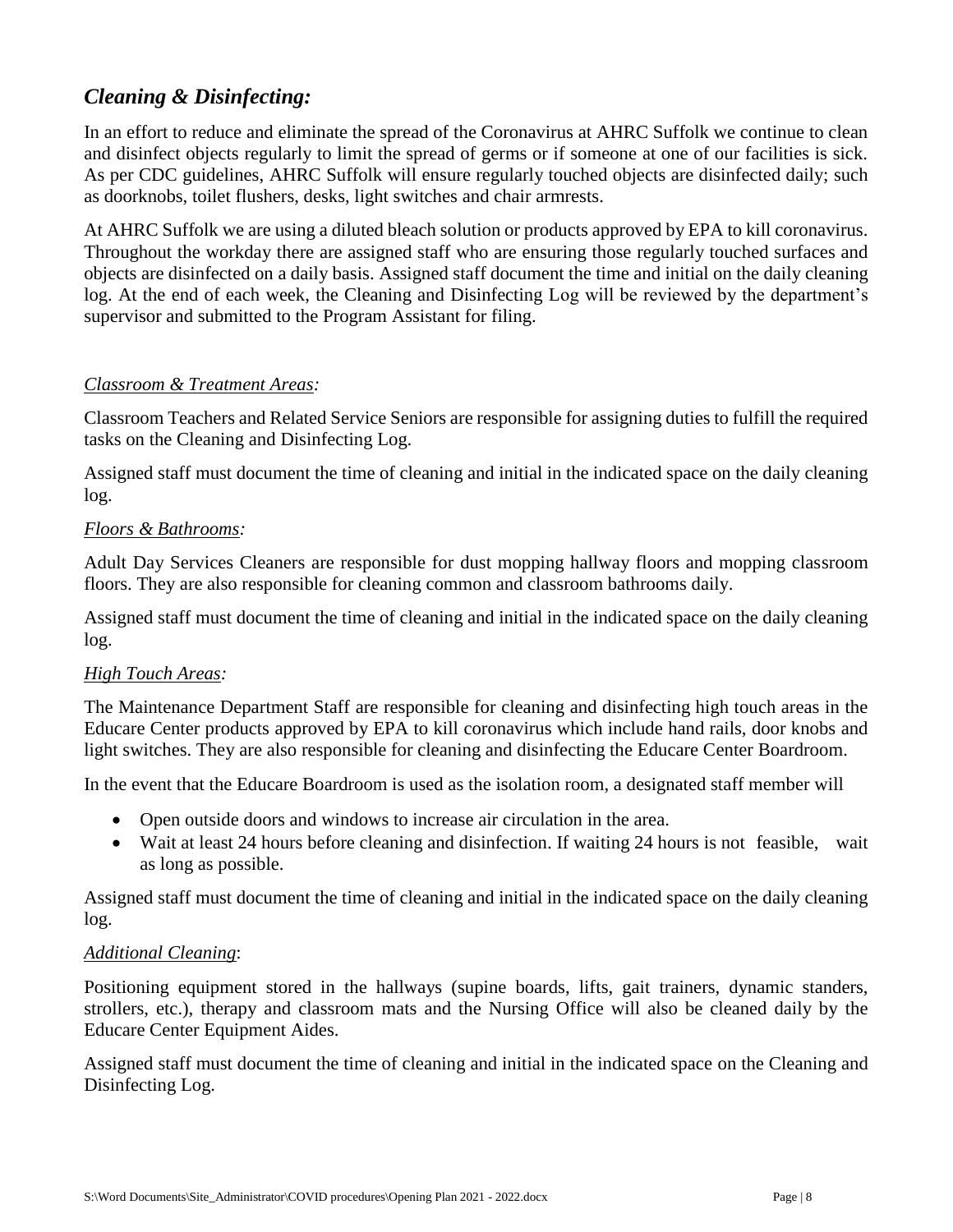## *Cleaning & Disinfecting:*

In an effort to reduce and eliminate the spread of the Coronavirus at AHRC Suffolk we continue to clean and disinfect objects regularly to limit the spread of germs or if someone at one of our facilities is sick. As per CDC guidelines, AHRC Suffolk will ensure regularly touched objects are disinfected daily; such as doorknobs, toilet flushers, desks, light switches and chair armrests.

At AHRC Suffolk we are using a diluted bleach solution or products approved by EPA to kill coronavirus. Throughout the workday there are assigned staff who are ensuring those regularly touched surfaces and objects are disinfected on a daily basis. Assigned staff document the time and initial on the daily cleaning log. At the end of each week, the Cleaning and Disinfecting Log will be reviewed by the department's supervisor and submitted to the Program Assistant for filing.

*Classroom & Treatment Areas:*

Classroom Teachers and Related Service Seniors are responsible for assigning duties to fulfill the required tasks on the Cleaning and Disinfecting Log.

Assigned staff must document the time of cleaning and initial in the indicated space on the daily cleaning log.

*Floors & Bathrooms:*

Adult Day Services Cleaners are responsible for dust mopping hallway floors and mopping classroom floors. They are also responsible for cleaning common and classroom bathrooms daily.

Assigned staff must document the time of cleaning and initial in the indicated space on the daily cleaning log.

*High Touch Areas:*

The Maintenance Department Staff are responsible for cleaning and disinfecting high touch areas in the Educare Center products approved by EPA to kill coronavirus which include hand rails, door knobs and light switches. They are also responsible for cleaning and disinfecting the Educare Center Boardroom.

In the event that the Educare Boardroom is used as the isolation room, a designated staff member will

- Open outside doors and windows to increase air circulation in the area.
- Wait at least 24 hours before cleaning and disinfection. If waiting 24 hours is not feasible, wait as long as possible.

Assigned staff must document the time of cleaning and initial in the indicated space on the daily cleaning log.

*Additional Cleaning*:

Positioning equipment stored in the hallways (supine boards, lifts, gait trainers, dynamic standers, strollers, etc.), therapy and classroom mats and the Nursing Office will also be cleaned daily by the Educare Center Equipment Aides.

Assigned staff must document the time of cleaning and initial in the indicated space on the Cleaning and Disinfecting Log.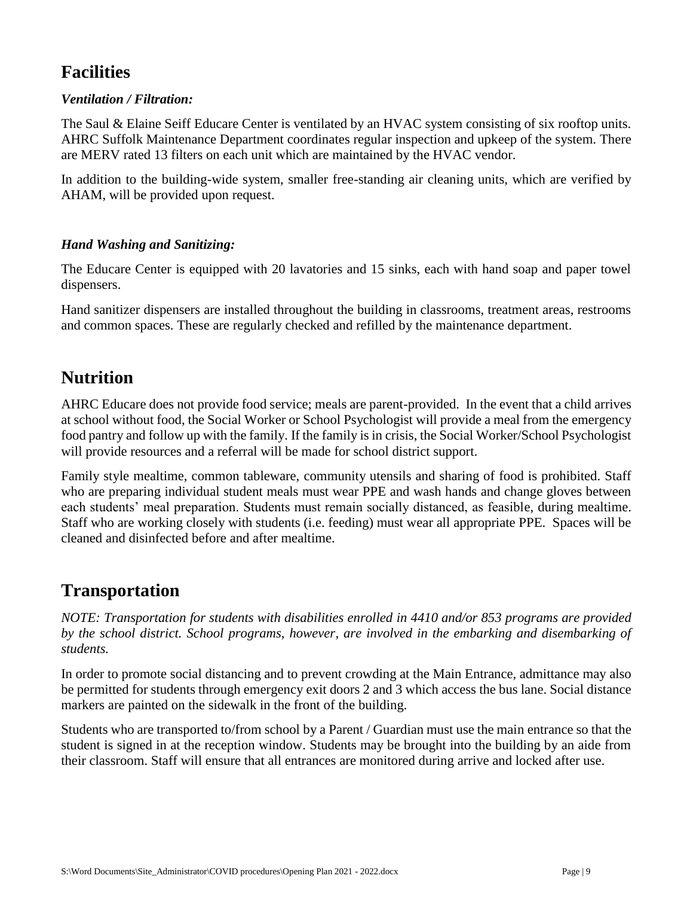## Facilities

### *Ventilation / Filtration:*

The Saul & Elaine Seiff Educare Center is ventilated by an HVAC system consisting of six rooftop units. AHRC Suffolk Maintenance Department coordinates regular inspection and upkeep of the system. There are MERV rated 13 filters on each unit which are maintained by the HVAC vendor.

In addition to the building-wide system, smaller free-standing air cleaning units, which are verified by AHAM, will be provided upon request.

### *Hand Washing and Sanitizing:*

The Educare Center is equipped with 20 lavatories and 15 sinks, each with hand soap and paper towel dispensers.

Hand sanitizer dispensers are installed throughout the building in classrooms, treatment areas, restrooms and common spaces. These are regularly checked and refilled by the maintenance department.

## Nutrition

AHRC Educare does not provide food service; meals are parent-provided. In the event that a child arrives at school without food, the Social Worker or School Psychologist will provide a meal from the emergency food pantry and follow up with the family. If the family is in crisis, the Social Worker/School Psychologist will provide resources and a referral will be made for school district support.

Family style mealtime, common tableware, community utensils and sharing of food is prohibited. Staff who are preparing individual student meals must wear PPE and wash hands and change gloves between each students' meal preparation. Students must remain socially distanced, as feasible, during mealtime. Staff who are working closely with students (i.e. feeding) must wear all appropriate PPE. Spaces will be cleaned and disinfected before and after mealtime.

## Transportation

*NOTE: Transportation for students with disabilities enrolled in 4410 and/or 853 programs are provided by the school district. School programs, however, are involved in the embarking and disembarking of students.*

In order to promote social distancing and to prevent crowding at the Main Entrance, admittance may also be permitted for students through emergency exit doors 2 and 3 which access the bus lane. Social distance markers are painted on the sidewalk in the front of the building.

Students who are transported to/from school by a Parent / Guardian must use the main entrance so that the student is signed in at the reception window. Students may be brought into the building by an aide from their classroom. Staff will ensure that all entrances are monitored during arrive and locked after use.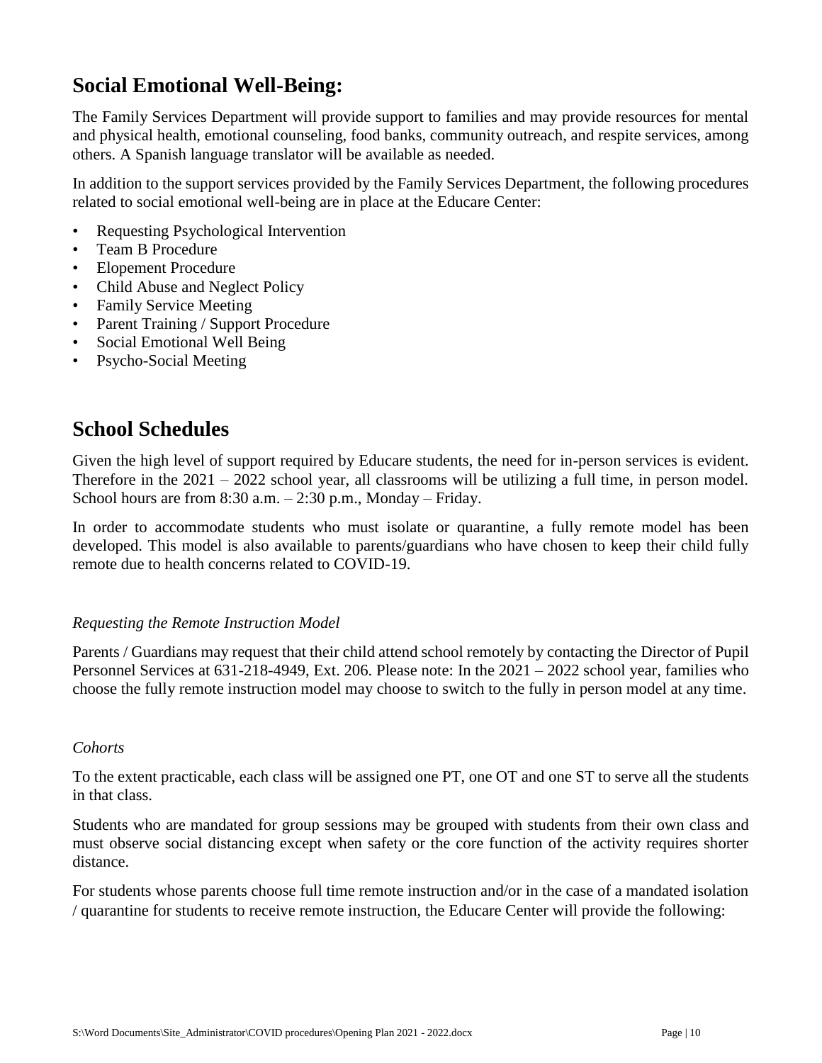## Social Emotional Well-Being:

The Family Services Department will provide support to families and may provide resources for mental and physical health, emotional counseling, food banks, community outreach, and respite services, among others. A Spanish language translator will be available as needed.

In addition to the support services provided by the Family Services Department, the following procedures related to social emotional well-being are in place at the Educare Center:

- Requesting Psychological Intervention
- Team B Procedure
- Elopement Procedure
- Child Abuse and Neglect Policy
- Family Service Meeting
- Parent Training / Support Procedure
- Social Emotional Well Being
- Psycho-Social Meeting

## School Schedules

Given the high level of support required by Educare students, the need for in-person services is evident. Therefore in the 2021 – 2022 school year, all classrooms will be utilizing a full time, in person model. School hours are from 8:30 a.m. – 2:30 p.m., Monday – Friday.

In order to accommodate students who must isolate or quarantine, a fully remote model has been developed. This model is also available to parents/guardians who have chosen to keep their child fully remote due to health concerns related to COVID-19.

*Requesting the Remote Instruction Model*

Parents / Guardians may request that their child attend school remotely by contacting the Director of Pupil Personnel Services at 631-218-4949, Ext. 206. Please note: In the 2021 – 2022 school year, families who choose the fully remote instruction model may choose to switch to the fully in person model at any time.

*Cohorts*

To the extent practicable, each class will be assigned one PT, one OT and one ST to serve all the students in that class.

Students who are mandated for group sessions may be grouped with students from their own class and must observe social distancing except when safety or the core function of the activity requires shorter distance.

For students whose parents choose full time remote instruction and/or in the case of a mandated isolation / quarantine for students to receive remote instruction, the Educare Center will provide the following: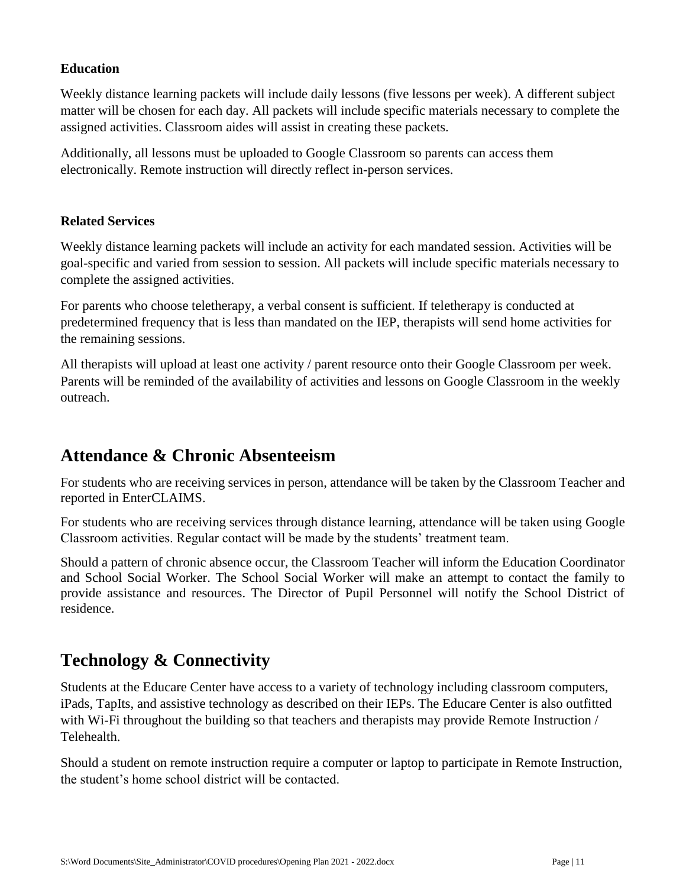### Education

Weekly distance learning packets will include daily lessons (five lessons per week). A different subject matter will be chosen for each day. All packets will include specific materials necessary to complete the assigned activities. Classroom aides will assist in creating these packets.

Additionally, all lessons must be uploaded to Google Classroom so parents can access them electronically. Remote instruction will directly reflect in-person services.

### Related Services

Weekly distance learning packets will include an activity for each mandated session. Activities will be goal-specific and varied from session to session. All packets will include specific materials necessary to complete the assigned activities.

For parents who choose teletherapy, a verbal consent is sufficient. If teletherapy is conducted at predetermined frequency that is less than mandated on the IEP, therapists will send home activities for the remaining sessions.

All therapists will upload at least one activity / parent resource onto their Google Classroom per week. Parents will be reminded of the availability of activities and lessons on Google Classroom in the weekly outreach.

## Attendance & Chronic Absenteeism

For students who are receiving services in person, attendance will be taken by the Classroom Teacher and reported in EnterCLAIMS.

For students who are receiving services through distance learning, attendance will be taken using Google Classroom activities. Regular contact will be made by the students' treatment team.

Should a pattern of chronic absence occur, the Classroom Teacher will inform the Education Coordinator and School Social Worker. The School Social Worker will make an attempt to contact the family to provide assistance and resources. The Director of Pupil Personnel will notify the School District of residence.

## Technology & Connectivity

Students at the Educare Center have access to a variety of technology including classroom computers, iPads, TapIts, and assistive technology as described on their IEPs. The Educare Center is also outfitted with Wi-Fi throughout the building so that teachers and therapists may provide Remote Instruction / Telehealth.

Should a student on remote instruction require a computer or laptop to participate in Remote Instruction, the student's home school district will be contacted.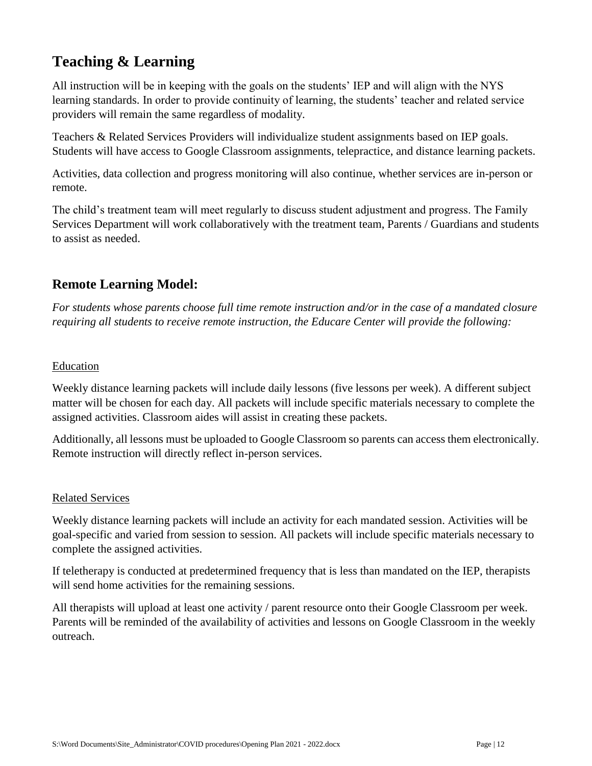## Teaching & Learning

All instruction will be in keeping with the goals on the students' IEP and will align with the NYS learning standards. In order to provide continuity of learning, the students' teacher and related service providers will remain the same regardless of modality.

Teachers & Related Services Providers will individualize student assignments based on IEP goals. Students will have access to Google Classroom assignments, telepractice, and distance learning packets.

Activities, data collection and progress monitoring will also continue, whether services are in-person or remote.

The child's treatment team will meet regularly to discuss student adjustment and progress. The Family Services Department will work collaboratively with the treatment team, Parents / Guardians and students to assist as needed.

### Remote Learning Model:

*For students whose parents choose full time remote instruction and/or in the case of a mandated closure requiring all students to receive remote instruction, the Educare Center will provide the following:*

<u>Education</u>

Weekly distance learning packets will include daily lessons (five lessons per week). A different subject matter will be chosen for each day. All packets will include specific materials necessary to complete the assigned activities. Classroom aides will assist in creating these packets.

Additionally, all lessons must be uploaded to Google Classroom so parents can access them electronically. Remote instruction will directly reflect in-person services.

<u>Related Services</u>

Weekly distance learning packets will include an activity for each mandated session. Activities will be goal-specific and varied from session to session. All packets will include specific materials necessary to complete the assigned activities.

If teletherapy is conducted at predetermined frequency that is less than mandated on the IEP, therapists will send home activities for the remaining sessions.

All therapists will upload at least one activity / parent resource onto their Google Classroom per week. Parents will be reminded of the availability of activities and lessons on Google Classroom in the weekly outreach.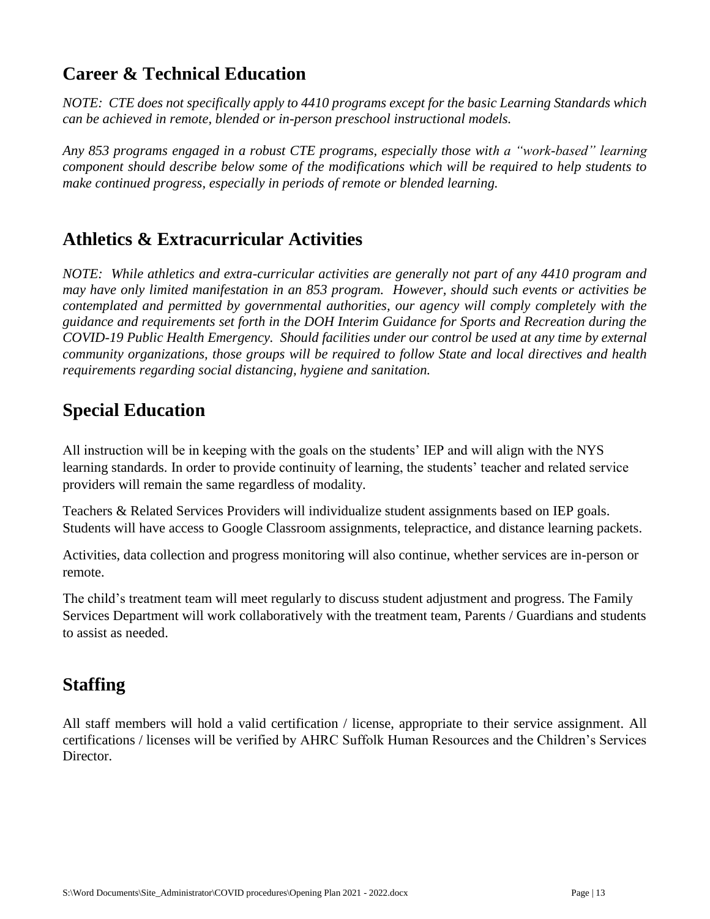## Career & Technical Education

*NOTE: CTE does not specifically apply to 4410 programs except for the basic Learning Standards which can be achieved in remote, blended or in-person preschool instructional models.*

*Any 853 programs engaged in a robust CTE programs, especially those with a "work-based" learning component should describe below some of the modifications which will be required to help students to make continued progress, especially in periods of remote or blended learning.*

## Athletics & Extracurricular Activities

*NOTE: While athletics and extra-curricular activities are generally not part of any 4410 program and may have only limited manifestation in an 853 program. However, should such events or activities be contemplated and permitted by governmental authorities, our agency will comply completely with the guidance and requirements set forth in the DOH Interim Guidance for Sports and Recreation during the COVID-19 Public Health Emergency. Should facilities under our control be used at any time by external community organizations, those groups will be required to follow State and local directives and health requirements regarding social distancing, hygiene and sanitation.*

## Special Education

All instruction will be in keeping with the goals on the students' IEP and will align with the NYS learning standards. In order to provide continuity of learning, the students' teacher and related service providers will remain the same regardless of modality.

Teachers & Related Services Providers will individualize student assignments based on IEP goals. Students will have access to Google Classroom assignments, telepractice, and distance learning packets.

Activities, data collection and progress monitoring will also continue, whether services are in-person or remote.

The child's treatment team will meet regularly to discuss student adjustment and progress. The Family Services Department will work collaboratively with the treatment team, Parents / Guardians and students to assist as needed.

## Staffing

All staff members will hold a valid certification / license, appropriate to their service assignment. All certifications / licenses will be verified by AHRC Suffolk Human Resources and the Children's Services Director.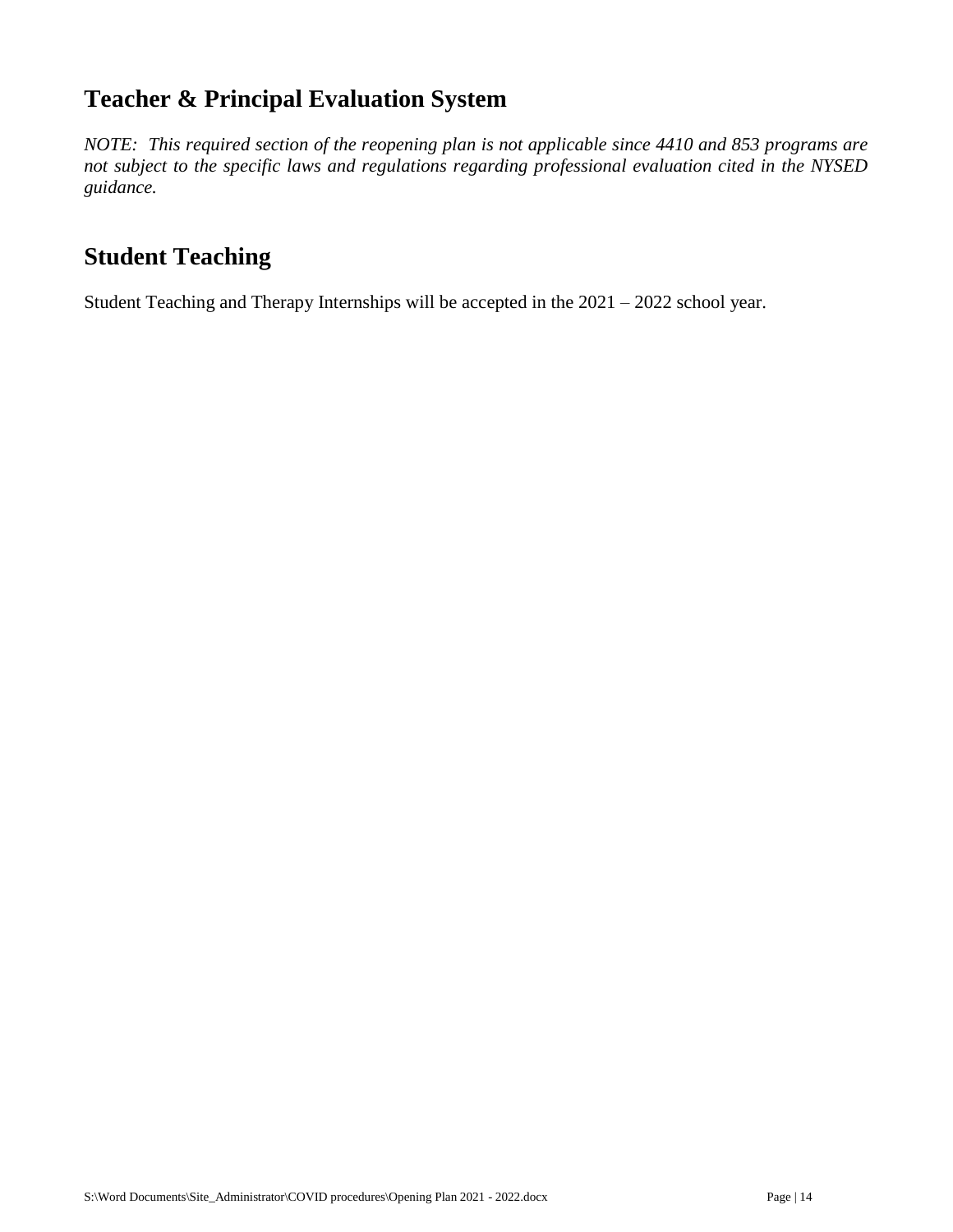## Teacher & Principal Evaluation System

*NOTE: This required section of the reopening plan is not applicable since 4410 and 853 programs are not subject to the specific laws and regulations regarding professional evaluation cited in the NYSED guidance.*

## Student Teaching

Student Teaching and Therapy Internships will be accepted in the 2021 – 2022 school year.